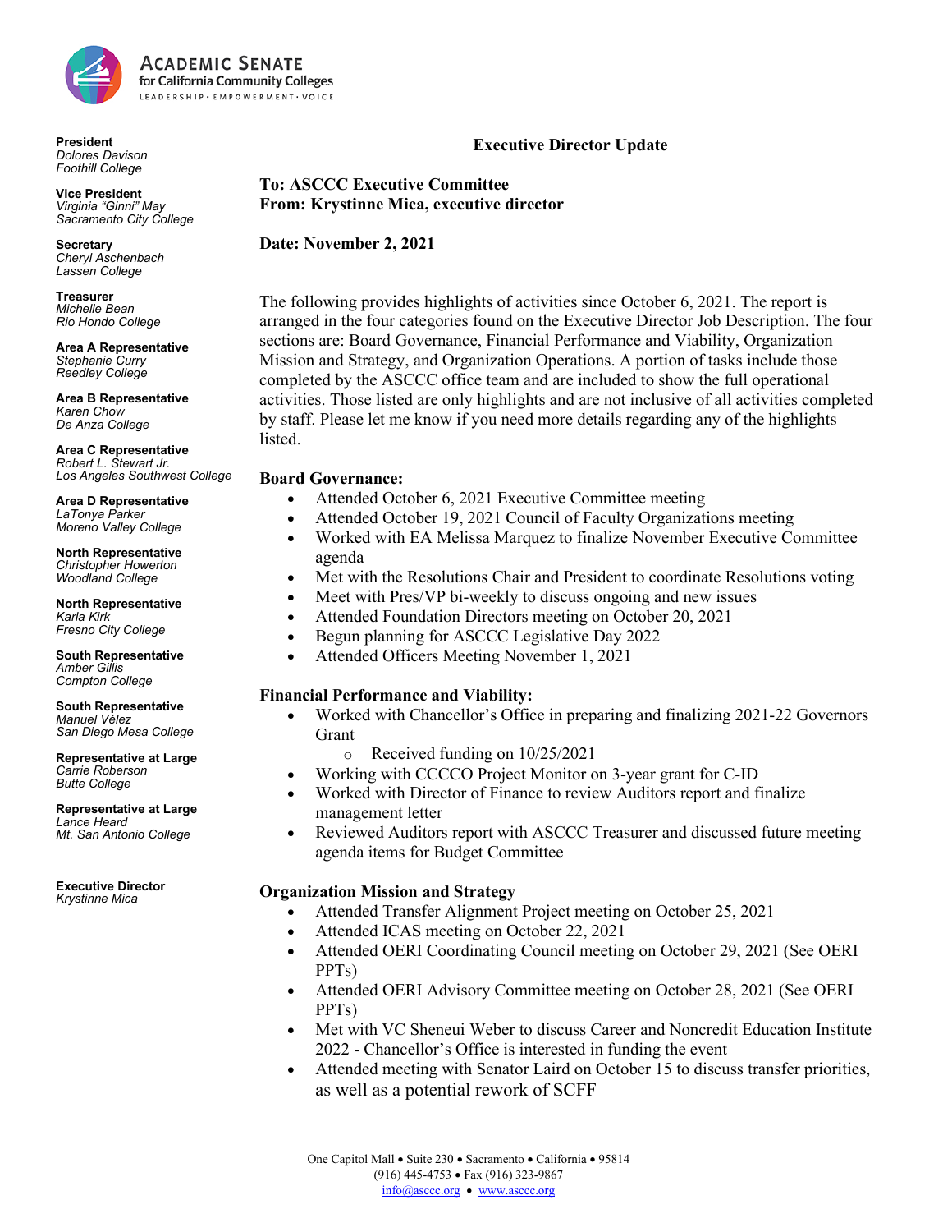**Academic Senate for California Community Colleges**
LEADERSHIP • EMPOWERMENT • VOICE

**President**
*Dolores Davison*
*Foothill College*

**Vice President**
*Virginia "Ginni" May*
*Sacramento City College*

**Secretary**
*Cheryl Aschenbach*
*Lassen College*

**Treasurer**
*Michelle Bean*
*Rio Hondo College*

**Area A Representative**
*Stephanie Curry*
*Reedley College*

**Area B Representative**
*Karen Chow*
*De Anza College*

**Area C Representative**
*Robert L. Stewart Jr.*
*Los Angeles Southwest College*

**Area D Representative**
*LaTonya Parker*
*Moreno Valley College*

**North Representative**
*Christopher Howerton*
*Woodland College*

**North Representative**
*Karla Kirk*
*Fresno City College*

**South Representative**
*Amber Gillis*
*Compton College*

**South Representative**
*Manuel Vélez*
*San Diego Mesa College*

**Representative at Large**
*Carrie Roberson*
*Butte College*

**Representative at Large**
*Lance Heard*
*Mt. San Antonio College*

**Executive Director**
*Krystinne Mica*

# Executive Director Update

**To: ASCCC Executive Committee**
**From: Krystinne Mica, executive director**

**Date: November 2, 2021**

The following provides highlights of activities since October 6, 2021. The report is arranged in the four categories found on the Executive Director Job Description. The four sections are: Board Governance, Financial Performance and Viability, Organization Mission and Strategy, and Organization Operations. A portion of tasks include those completed by the ASCCC office team and are included to show the full operational activities. Those listed are only highlights and are not inclusive of all activities completed by staff. Please let me know if you need more details regarding any of the highlights listed.

**Board Governance:**

- Attended October 6, 2021 Executive Committee meeting
- Attended October 19, 2021 Council of Faculty Organizations meeting
- Worked with EA Melissa Marquez to finalize November Executive Committee agenda
- Met with the Resolutions Chair and President to coordinate Resolutions voting
- Meet with Pres/VP bi-weekly to discuss ongoing and new issues
- Attended Foundation Directors meeting on October 20, 2021
- Begun planning for ASCCC Legislative Day 2022
- Attended Officers Meeting November 1, 2021

**Financial Performance and Viability:**

- Worked with Chancellor's Office in preparing and finalizing 2021-22 Governors Grant
  - Received funding on 10/25/2021
- Working with CCCCO Project Monitor on 3-year grant for C-ID
- Worked with Director of Finance to review Auditors report and finalize management letter
- Reviewed Auditors report with ASCCC Treasurer and discussed future meeting agenda items for Budget Committee

**Organization Mission and Strategy**

- Attended Transfer Alignment Project meeting on October 25, 2021
- Attended ICAS meeting on October 22, 2021
- Attended OERI Coordinating Council meeting on October 29, 2021 (See OERI PPTs)
- Attended OERI Advisory Committee meeting on October 28, 2021 (See OERI PPTs)
- Met with VC Sheneui Weber to discuss Career and Noncredit Education Institute 2022 - Chancellor's Office is interested in funding the event
- Attended meeting with Senator Laird on October 15 to discuss transfer priorities, as well as a potential rework of SCFF

One Capitol Mall • Suite 230 • Sacramento • California • 95814
(916) 445-4753 • Fax (916) 323-9867
info@asccc.org • www.asccc.org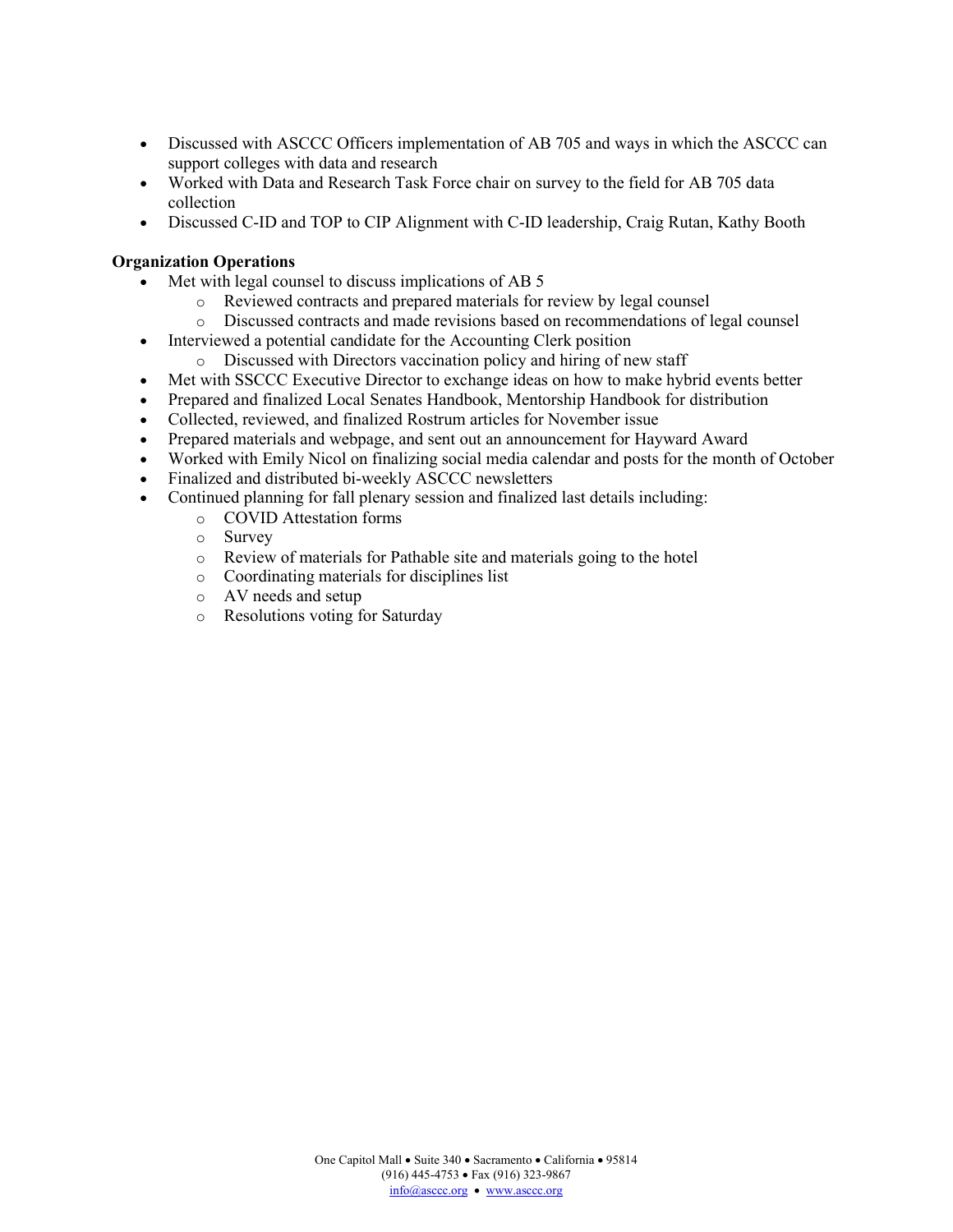- Discussed with ASCCC Officers implementation of AB 705 and ways in which the ASCCC can support colleges with data and research
- Worked with Data and Research Task Force chair on survey to the field for AB 705 data collection
- Discussed C-ID and TOP to CIP Alignment with C-ID leadership, Craig Rutan, Kathy Booth

**Organization Operations**

- Met with legal counsel to discuss implications of AB 5
  - Reviewed contracts and prepared materials for review by legal counsel
  - Discussed contracts and made revisions based on recommendations of legal counsel
- Interviewed a potential candidate for the Accounting Clerk position
  - Discussed with Directors vaccination policy and hiring of new staff
- Met with SSCCC Executive Director to exchange ideas on how to make hybrid events better
- Prepared and finalized Local Senates Handbook, Mentorship Handbook for distribution
- Collected, reviewed, and finalized Rostrum articles for November issue
- Prepared materials and webpage, and sent out an announcement for Hayward Award
- Worked with Emily Nicol on finalizing social media calendar and posts for the month of October
- Finalized and distributed bi-weekly ASCCC newsletters
- Continued planning for fall plenary session and finalized last details including:
  - COVID Attestation forms
  - Survey
  - Review of materials for Pathable site and materials going to the hotel
  - Coordinating materials for disciplines list
  - AV needs and setup
  - Resolutions voting for Saturday